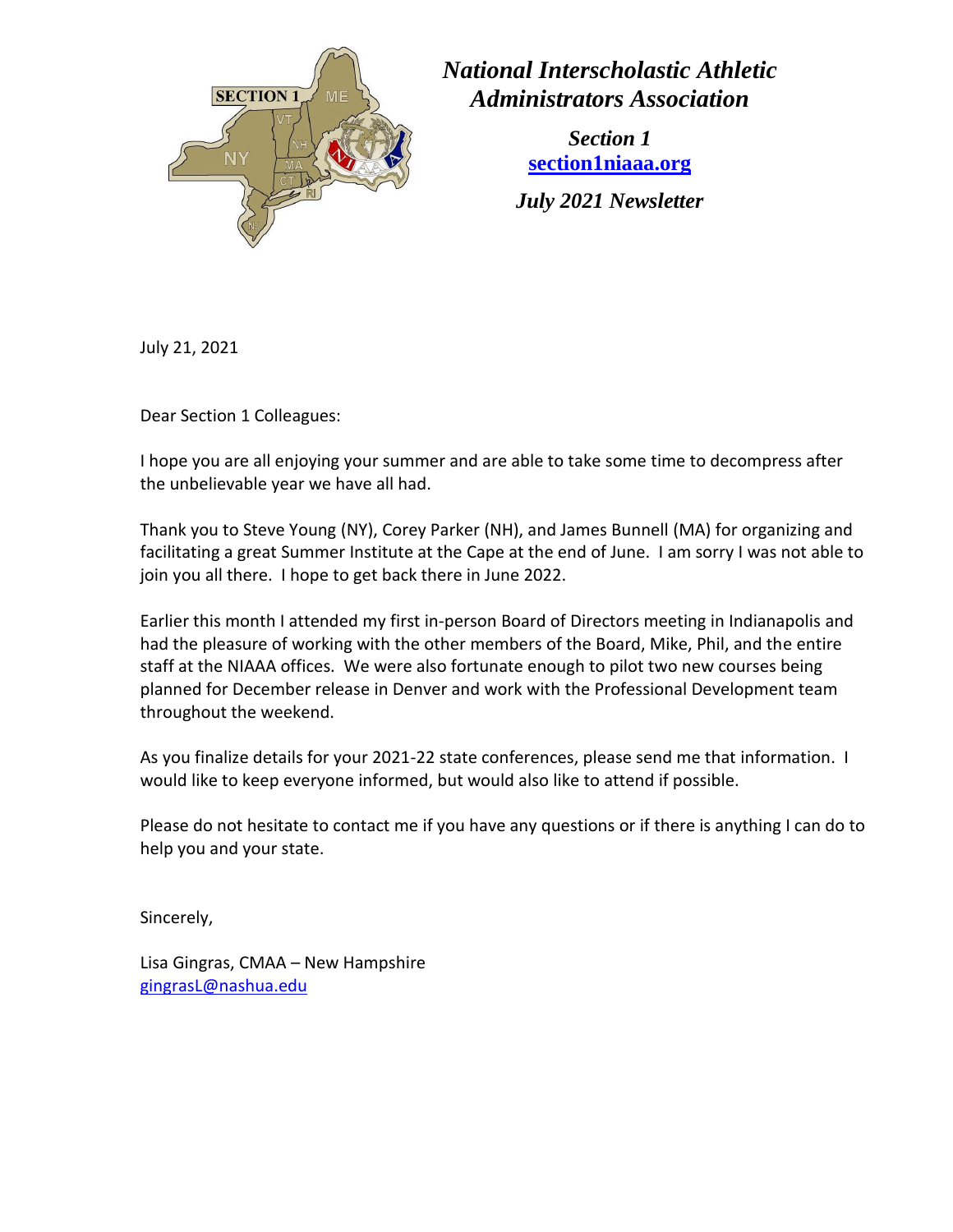# *National Interscholastic Athletic Administrators Association*

***Section 1***
**[section1niaaa.org](section1niaaa.org)**

***July 2021 Newsletter***

July 21, 2021

Dear Section 1 Colleagues:

I hope you are all enjoying your summer and are able to take some time to decompress after the unbelievable year we have all had.

Thank you to Steve Young (NY), Corey Parker (NH), and James Bunnell (MA) for organizing and facilitating a great Summer Institute at the Cape at the end of June. I am sorry I was not able to join you all there. I hope to get back there in June 2022.

Earlier this month I attended my first in-person Board of Directors meeting in Indianapolis and had the pleasure of working with the other members of the Board, Mike, Phil, and the entire staff at the NIAAA offices. We were also fortunate enough to pilot two new courses being planned for December release in Denver and work with the Professional Development team throughout the weekend.

As you finalize details for your 2021-22 state conferences, please send me that information. I would like to keep everyone informed, but would also like to attend if possible.

Please do not hesitate to contact me if you have any questions or if there is anything I can do to help you and your state.

Sincerely,

Lisa Gingras, CMAA – New Hampshire
[gingrasL@nashua.edu](mailto:gingrasL@nashua.edu)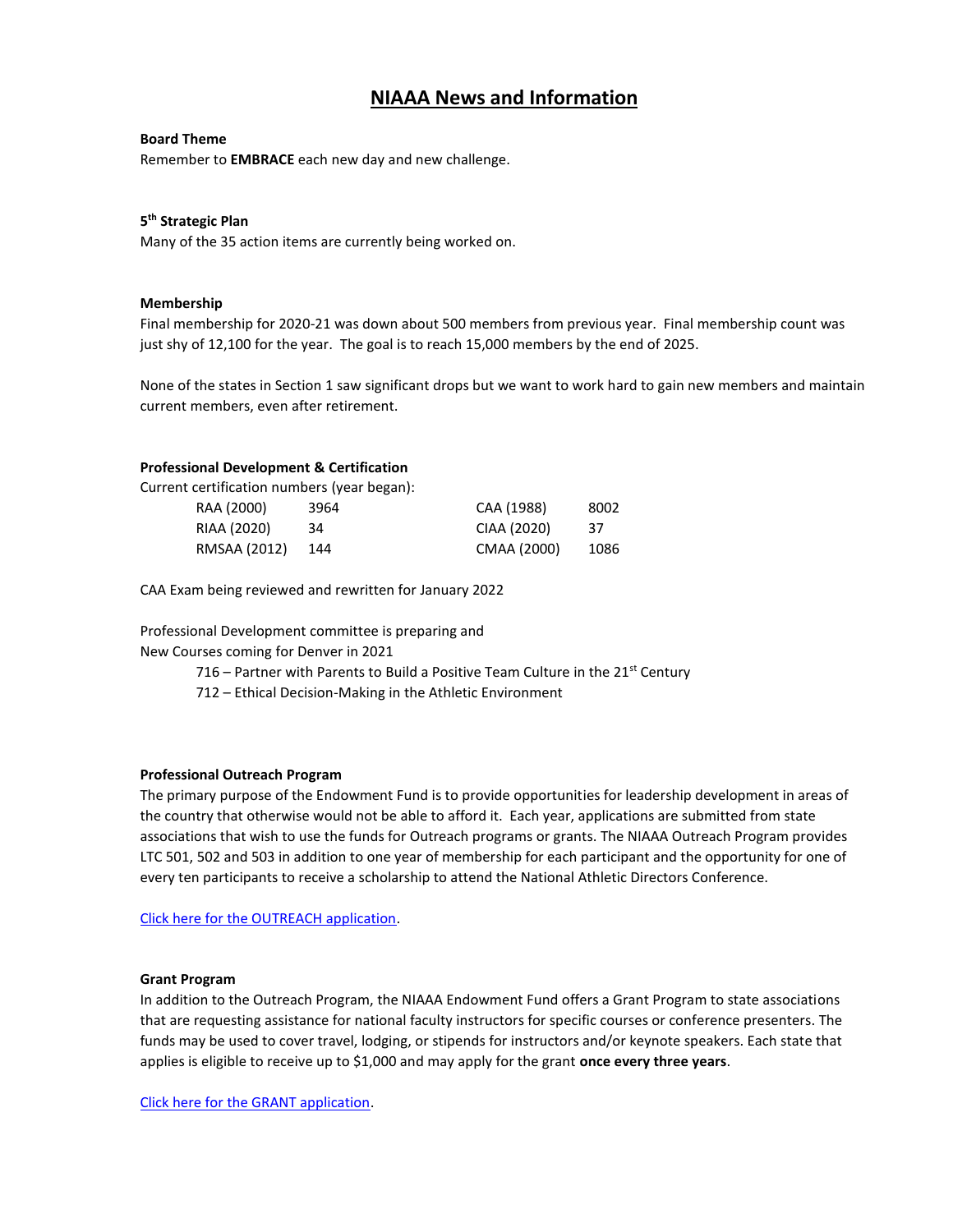# NIAAA News and Information

**Board Theme**

Remember to **EMBRACE** each new day and new challenge.

**5th Strategic Plan**

Many of the 35 action items are currently being worked on.

**Membership**

Final membership for 2020-21 was down about 500 members from previous year. Final membership count was just shy of 12,100 for the year. The goal is to reach 15,000 members by the end of 2025.

None of the states in Section 1 saw significant drops but we want to work hard to gain new members and maintain current members, even after retirement.

**Professional Development & Certification**

Current certification numbers (year began):

| | | | |
|---|---|---|---|
| RAA (2000) | 3964 | CAA (1988) | 8002 |
| RIAA (2020) | 34 | CIAA (2020) | 37 |
| RMSAA (2012) | 144 | CMAA (2000) | 1086 |

CAA Exam being reviewed and rewritten for January 2022

Professional Development committee is preparing and
New Courses coming for Denver in 2021

- 716 – Partner with Parents to Build a Positive Team Culture in the 21st Century
- 712 – Ethical Decision-Making in the Athletic Environment

**Professional Outreach Program**

The primary purpose of the Endowment Fund is to provide opportunities for leadership development in areas of the country that otherwise would not be able to afford it. Each year, applications are submitted from state associations that wish to use the funds for Outreach programs or grants. The NIAAA Outreach Program provides LTC 501, 502 and 503 in addition to one year of membership for each participant and the opportunity for one of every ten participants to receive a scholarship to attend the National Athletic Directors Conference.

Click here for the OUTREACH application.

**Grant Program**

In addition to the Outreach Program, the NIAAA Endowment Fund offers a Grant Program to state associations that are requesting assistance for national faculty instructors for specific courses or conference presenters. The funds may be used to cover travel, lodging, or stipends for instructors and/or keynote speakers. Each state that applies is eligible to receive up to $1,000 and may apply for the grant **once every three years**.

Click here for the GRANT application.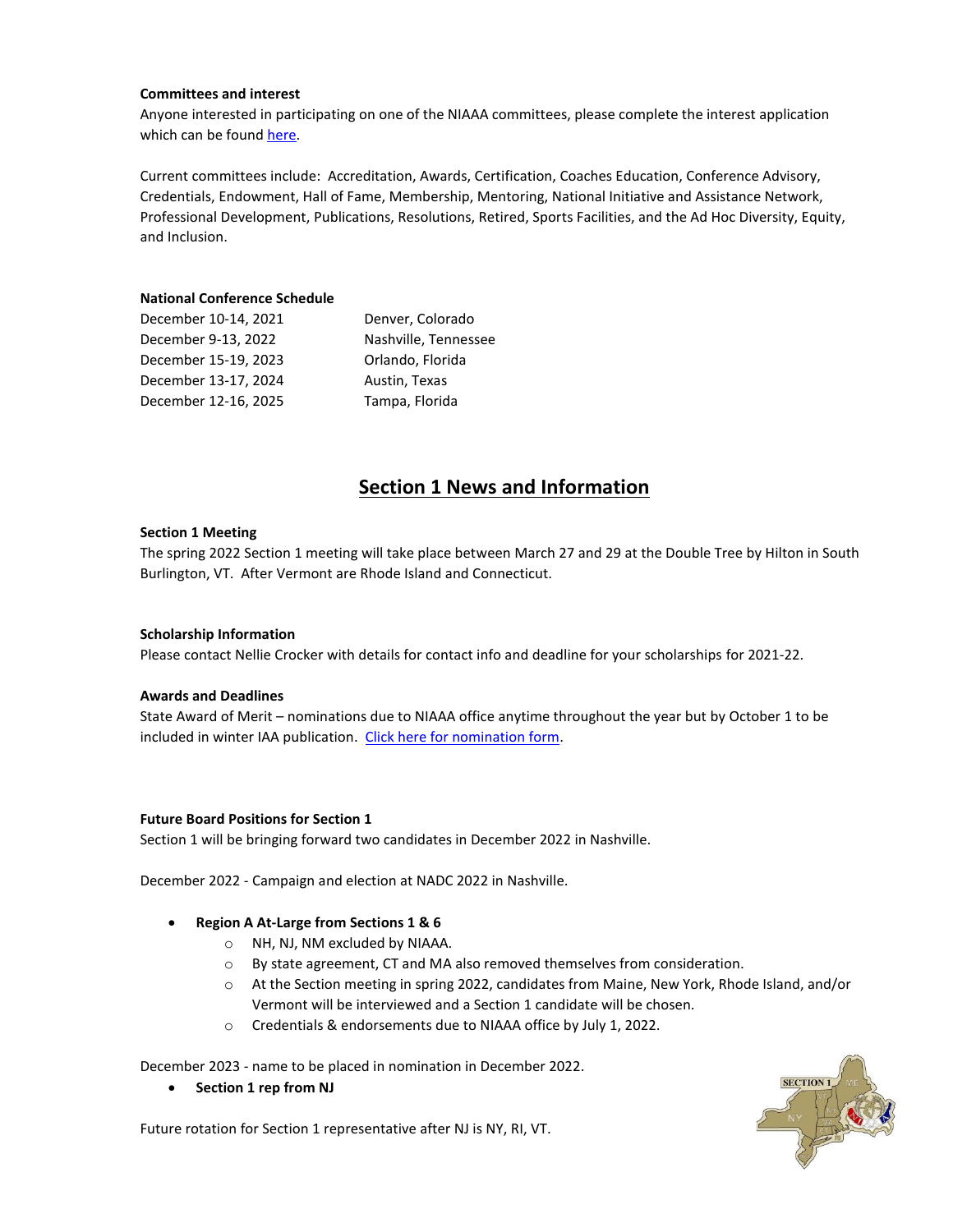**Committees and interest**

Anyone interested in participating on one of the NIAAA committees, please complete the interest application which can be found here.

Current committees include: Accreditation, Awards, Certification, Coaches Education, Conference Advisory, Credentials, Endowment, Hall of Fame, Membership, Mentoring, National Initiative and Assistance Network, Professional Development, Publications, Resolutions, Retired, Sports Facilities, and the Ad Hoc Diversity, Equity, and Inclusion.

**National Conference Schedule**

| | |
|---|---|
| December 10-14, 2021 | Denver, Colorado |
| December 9-13, 2022 | Nashville, Tennessee |
| December 15-19, 2023 | Orlando, Florida |
| December 13-17, 2024 | Austin, Texas |
| December 12-16, 2025 | Tampa, Florida |

## Section 1 News and Information

**Section 1 Meeting**

The spring 2022 Section 1 meeting will take place between March 27 and 29 at the Double Tree by Hilton in South Burlington, VT. After Vermont are Rhode Island and Connecticut.

**Scholarship Information**

Please contact Nellie Crocker with details for contact info and deadline for your scholarships for 2021-22.

**Awards and Deadlines**

State Award of Merit – nominations due to NIAAA office anytime throughout the year but by October 1 to be included in winter IAA publication. Click here for nomination form.

**Future Board Positions for Section 1**

Section 1 will be bringing forward two candidates in December 2022 in Nashville.

December 2022 - Campaign and election at NADC 2022 in Nashville.

- **Region A At-Large from Sections 1 & 6**
  - NH, NJ, NM excluded by NIAAA.
  - By state agreement, CT and MA also removed themselves from consideration.
  - At the Section meeting in spring 2022, candidates from Maine, New York, Rhode Island, and/or Vermont will be interviewed and a Section 1 candidate will be chosen.
  - Credentials & endorsements due to NIAAA office by July 1, 2022.

December 2023 - name to be placed in nomination in December 2022.

- **Section 1 rep from NJ**

Future rotation for Section 1 representative after NJ is NY, RI, VT.